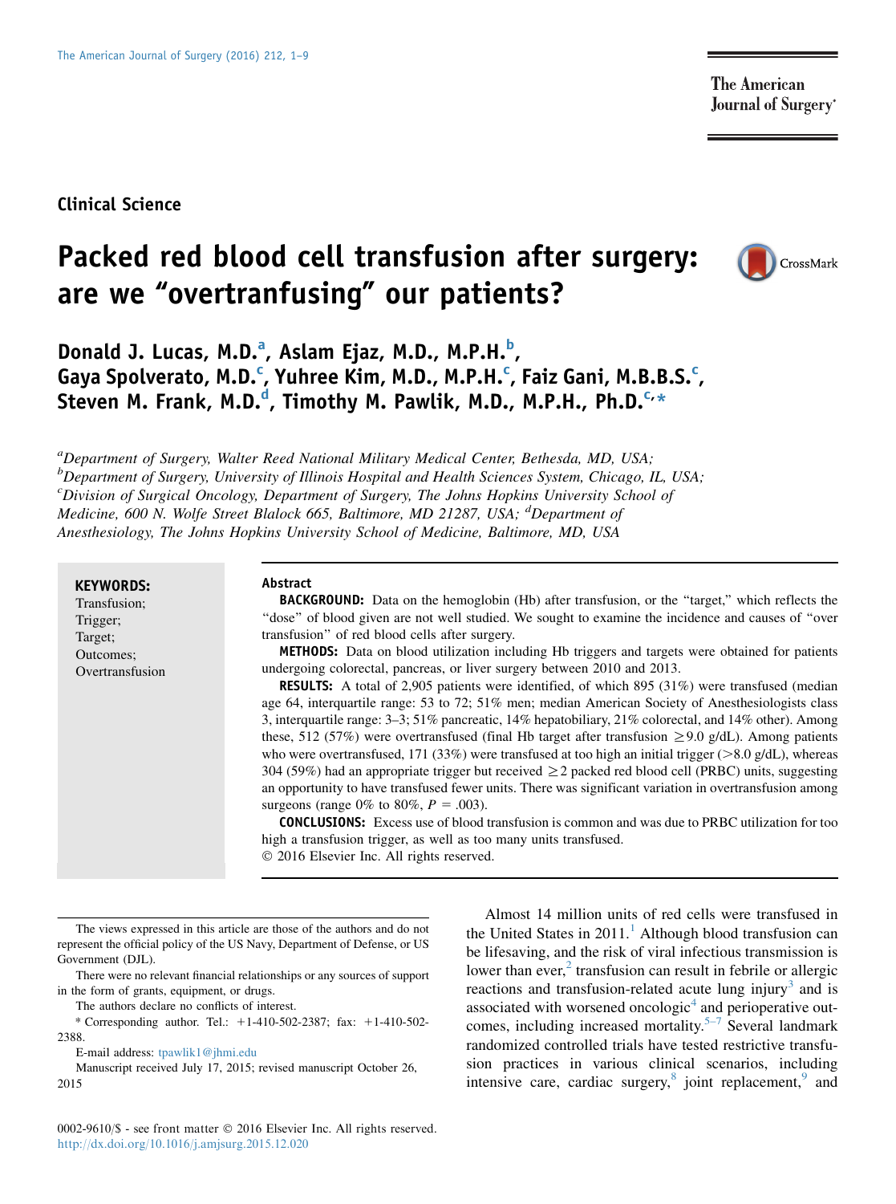Clinical Science

# Packed red blood cell transfusion after surgery: are we "overtranfusing" our patients?

**Donald J. Lucas, M.D.[a], Aslam Ejaz, M.D., M.P.H.[b], Gaya Spolverato, M.D.[c], Yuhree Kim, M.D., M.P.H.[c], Faiz Gani, M.B.B.S.[c], Steven M. Frank, M.D.[d], Timothy M. Pawlik, M.D., M.P.H., Ph.D.[c,*]**

*[a]Department of Surgery, Walter Reed National Military Medical Center, Bethesda, MD, USA; [b]Department of Surgery, University of Illinois Hospital and Health Sciences System, Chicago, IL, USA; [c]Division of Surgical Oncology, Department of Surgery, The Johns Hopkins University School of Medicine, 600 N. Wolfe Street Blalock 665, Baltimore, MD 21287, USA; [d]Department of Anesthesiology, The Johns Hopkins University School of Medicine, Baltimore, MD, USA*

**KEYWORDS:**
Transfusion;
Trigger;
Target;
Outcomes;
Overtransfusion

## Abstract

**BACKGROUND:** Data on the hemoglobin (Hb) after transfusion, or the "target," which reflects the "dose" of blood given are not well studied. We sought to examine the incidence and causes of "over transfusion" of red blood cells after surgery.

**METHODS:** Data on blood utilization including Hb triggers and targets were obtained for patients undergoing colorectal, pancreas, or liver surgery between 2010 and 2013.

**RESULTS:** A total of 2,905 patients were identified, of which 895 (31%) were transfused (median age 64, interquartile range: 53 to 72; 51% men; median American Society of Anesthesiologists class 3, interquartile range: 3–3; 51% pancreatic, 14% hepatobiliary, 21% colorectal, and 14% other). Among these, 512 (57%) were overtransfused (final Hb target after transfusion ≥9.0 g/dL). Among patients who were overtransfused, 171 (33%) were transfused at too high an initial trigger (>8.0 g/dL), whereas 304 (59%) had an appropriate trigger but received ≥2 packed red blood cell (PRBC) units, suggesting an opportunity to have transfused fewer units. There was significant variation in overtransfusion among surgeons (range 0% to 80%, $P = .003$).

**CONCLUSIONS:** Excess use of blood transfusion is common and was due to PRBC utilization for too high a transfusion trigger, as well as too many units transfused.

© 2016 Elsevier Inc. All rights reserved.

Almost 14 million units of red cells were transfused in the United States in 2011.[1] Although blood transfusion can be lifesaving, and the risk of viral infectious transmission is lower than ever,[2] transfusion can result in febrile or allergic reactions and transfusion-related acute lung injury[3] and is associated with worsened oncologic[4] and perioperative outcomes, including increased mortality.[5–7] Several landmark randomized controlled trials have tested restrictive transfusion practices in various clinical scenarios, including intensive care, cardiac surgery,[8] joint replacement,[9] and

---

The views expressed in this article are those of the authors and do not represent the official policy of the US Navy, Department of Defense, or US Government (DJL).

There were no relevant financial relationships or any sources of support in the form of grants, equipment, or drugs.

The authors declare no conflicts of interest.

* Corresponding author. Tel.: +1-410-502-2387; fax: +1-410-502-2388.

E-mail address: tpawlik1@jhmi.edu

Manuscript received July 17, 2015; revised manuscript October 26, 2015

0002-9610/$ - see front matter © 2016 Elsevier Inc. All rights reserved.
http://dx.doi.org/10.1016/j.amjsurg.2015.12.020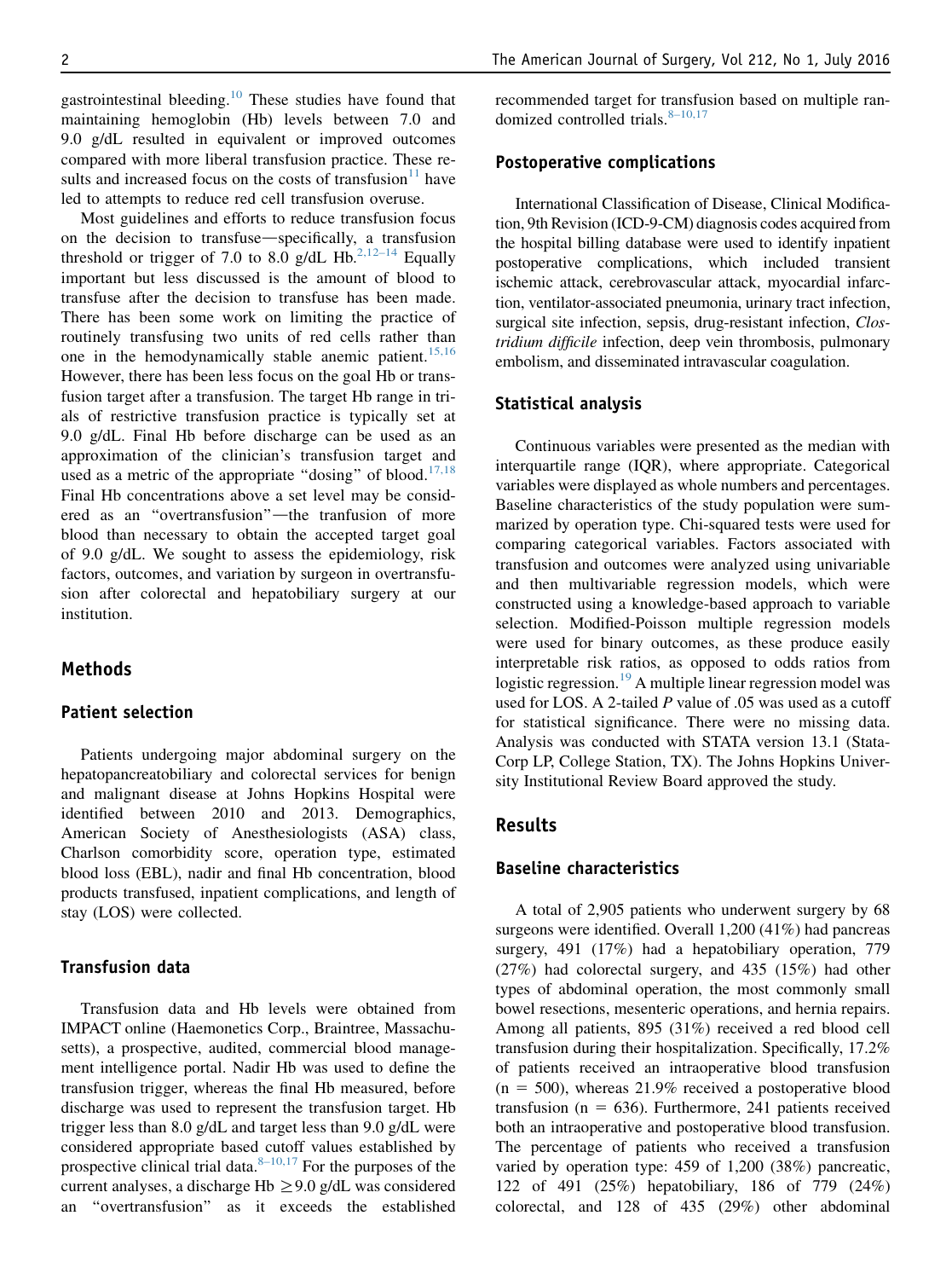gastrointestinal bleeding.[10] These studies have found that maintaining hemoglobin (Hb) levels between 7.0 and 9.0 g/dL resulted in equivalent or improved outcomes compared with more liberal transfusion practice. These results and increased focus on the costs of transfusion[11] have led to attempts to reduce red cell transfusion overuse.

Most guidelines and efforts to reduce transfusion focus on the decision to transfuse—specifically, a transfusion threshold or trigger of 7.0 to 8.0 g/dL Hb.[2,12–14] Equally important but less discussed is the amount of blood to transfuse after the decision to transfuse has been made. There has been some work on limiting the practice of routinely transfusing two units of red cells rather than one in the hemodynamically stable anemic patient.[15,16] However, there has been less focus on the goal Hb or transfusion target after a transfusion. The target Hb range in trials of restrictive transfusion practice is typically set at 9.0 g/dL. Final Hb before discharge can be used as an approximation of the clinician's transfusion target and used as a metric of the appropriate "dosing" of blood.[17,18] Final Hb concentrations above a set level may be considered as an "overtransfusion"—the tranfusion of more blood than necessary to obtain the accepted target goal of 9.0 g/dL. We sought to assess the epidemiology, risk factors, outcomes, and variation by surgeon in overtransfusion after colorectal and hepatobiliary surgery at our institution.

## Methods

### Patient selection

Patients undergoing major abdominal surgery on the hepatopancreatobiliary and colorectal services for benign and malignant disease at Johns Hopkins Hospital were identified between 2010 and 2013. Demographics, American Society of Anesthesiologists (ASA) class, Charlson comorbidity score, operation type, estimated blood loss (EBL), nadir and final Hb concentration, blood products transfused, inpatient complications, and length of stay (LOS) were collected.

### Transfusion data

Transfusion data and Hb levels were obtained from IMPACT online (Haemonetics Corp., Braintree, Massachusetts), a prospective, audited, commercial blood management intelligence portal. Nadir Hb was used to define the transfusion trigger, whereas the final Hb measured, before discharge was used to represent the transfusion target. Hb trigger less than 8.0 g/dL and target less than 9.0 g/dL were considered appropriate based cutoff values established by prospective clinical trial data.[8–10,17] For the purposes of the current analyses, a discharge Hb $\geq$9.0 g/dL was considered an "overtransfusion" as it exceeds the established recommended target for transfusion based on multiple randomized controlled trials.[8–10,17]

### Postoperative complications

International Classification of Disease, Clinical Modification, 9th Revision (ICD-9-CM) diagnosis codes acquired from the hospital billing database were used to identify inpatient postoperative complications, which included transient ischemic attack, cerebrovascular attack, myocardial infarction, ventilator-associated pneumonia, urinary tract infection, surgical site infection, sepsis, drug-resistant infection, *Clostridium difficile* infection, deep vein thrombosis, pulmonary embolism, and disseminated intravascular coagulation.

### Statistical analysis

Continuous variables were presented as the median with interquartile range (IQR), where appropriate. Categorical variables were displayed as whole numbers and percentages. Baseline characteristics of the study population were summarized by operation type. Chi-squared tests were used for comparing categorical variables. Factors associated with transfusion and outcomes were analyzed using univariable and then multivariable regression models, which were constructed using a knowledge-based approach to variable selection. Modified-Poisson multiple regression models were used for binary outcomes, as these produce easily interpretable risk ratios, as opposed to odds ratios from logistic regression.[19] A multiple linear regression model was used for LOS. A 2-tailed *P* value of .05 was used as a cutoff for statistical significance. There were no missing data. Analysis was conducted with STATA version 13.1 (StataCorp LP, College Station, TX). The Johns Hopkins University Institutional Review Board approved the study.

## Results

### Baseline characteristics

A total of 2,905 patients who underwent surgery by 68 surgeons were identified. Overall 1,200 (41%) had pancreas surgery, 491 (17%) had a hepatobiliary operation, 779 (27%) had colorectal surgery, and 435 (15%) had other types of abdominal operation, the most commonly small bowel resections, mesenteric operations, and hernia repairs. Among all patients, 895 (31%) received a red blood cell transfusion during their hospitalization. Specifically, 17.2% of patients received an intraoperative blood transfusion (n = 500), whereas 21.9% received a postoperative blood transfusion (n = 636). Furthermore, 241 patients received both an intraoperative and postoperative blood transfusion. The percentage of patients who received a transfusion varied by operation type: 459 of 1,200 (38%) pancreatic, 122 of 491 (25%) hepatobiliary, 186 of 779 (24%) colorectal, and 128 of 435 (29%) other abdominal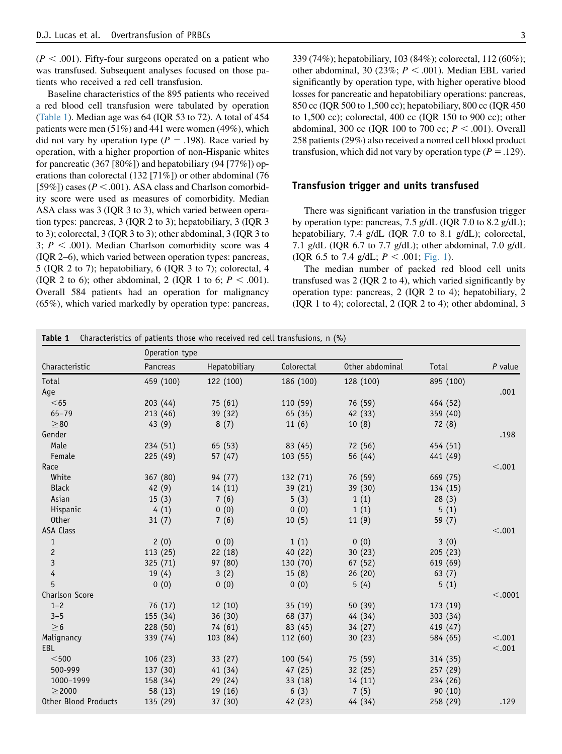($P < .001$). Fifty-four surgeons operated on a patient who was transfused. Subsequent analyses focused on those patients who received a red cell transfusion.

Baseline characteristics of the 895 patients who received a red blood cell transfusion were tabulated by operation (Table 1). Median age was 64 (IQR 53 to 72). A total of 454 patients were men (51%) and 441 were women (49%), which did not vary by operation type ($P = .198$). Race varied by operation, with a higher proportion of non-Hispanic whites for pancreatic (367 [80%]) and hepatobiliary (94 [77%]) operations than colorectal (132 [71%]) or other abdominal (76 [59%]) cases ($P < .001$). ASA class and Charlson comorbidity score were used as measures of comorbidity. Median ASA class was 3 (IQR 3 to 3), which varied between operation types: pancreas, 3 (IQR 2 to 3); hepatobiliary, 3 (IQR 3 to 3); colorectal, 3 (IQR 3 to 3); other abdominal, 3 (IQR 3 to 3; $P < .001$). Median Charlson comorbidity score was 4 (IQR 2–6), which varied between operation types: pancreas, 5 (IQR 2 to 7); hepatobiliary, 6 (IQR 3 to 7); colorectal, 4 (IQR 2 to 6); other abdominal, 2 (IQR 1 to 6; $P < .001$). Overall 584 patients had an operation for malignancy (65%), which varied markedly by operation type: pancreas, 339 (74%); hepatobiliary, 103 (84%); colorectal, 112 (60%); other abdominal, 30 (23%; $P < .001$). Median EBL varied significantly by operation type, with higher operative blood losses for pancreatic and hepatobiliary operations: pancreas, 850 cc (IQR 500 to 1,500 cc); hepatobiliary, 800 cc (IQR 450 to 1,500 cc); colorectal, 400 cc (IQR 150 to 900 cc); other abdominal, 300 cc (IQR 100 to 700 cc; $P < .001$). Overall 258 patients (29%) also received a nonred cell blood product transfusion, which did not vary by operation type ($P = .129$).

### Transfusion trigger and units transfused

There was significant variation in the transfusion trigger by operation type: pancreas, 7.5 g/dL (IQR 7.0 to 8.2 g/dL); hepatobiliary, 7.4 g/dL (IQR 7.0 to 8.1 g/dL); colorectal, 7.1 g/dL (IQR 6.7 to 7.7 g/dL); other abdominal, 7.0 g/dL (IQR 6.5 to 7.4 g/dL; $P < .001$; Fig. 1).

The median number of packed red blood cell units transfused was 2 (IQR 2 to 4), which varied significantly by operation type: pancreas, 2 (IQR 2 to 4); hepatobiliary, 2 (IQR 1 to 4); colorectal, 2 (IQR 2 to 4); other abdominal, 3

**Table 1** Characteristics of patients those who received red cell transfusions, n (%)

| Characteristic | Operation type | | | | Total | *P* value |
|---|---|---|---|---|---|---|
| | Pancreas | Hepatobiliary | Colorectal | Other abdominal | | |
| Total | 459 (100) | 122 (100) | 186 (100) | 128 (100) | 895 (100) | |
| Age | | | | | | .001 |
| <65 | 203 (44) | 75 (61) | 110 (59) | 76 (59) | 464 (52) | |
| 65–79 | 213 (46) | 39 (32) | 65 (35) | 42 (33) | 359 (40) | |
| ≥80 | 43 (9) | 8 (7) | 11 (6) | 10 (8) | 72 (8) | |
| Gender | | | | | | .198 |
| Male | 234 (51) | 65 (53) | 83 (45) | 72 (56) | 454 (51) | |
| Female | 225 (49) | 57 (47) | 103 (55) | 56 (44) | 441 (49) | |
| Race | | | | | | <.001 |
| White | 367 (80) | 94 (77) | 132 (71) | 76 (59) | 669 (75) | |
| Black | 42 (9) | 14 (11) | 39 (21) | 39 (30) | 134 (15) | |
| Asian | 15 (3) | 7 (6) | 5 (3) | 1 (1) | 28 (3) | |
| Hispanic | 4 (1) | 0 (0) | 0 (0) | 1 (1) | 5 (1) | |
| Other | 31 (7) | 7 (6) | 10 (5) | 11 (9) | 59 (7) | |
| ASA Class | | | | | | <.001 |
| 1 | 2 (0) | 0 (0) | 1 (1) | 0 (0) | 3 (0) | |
| 2 | 113 (25) | 22 (18) | 40 (22) | 30 (23) | 205 (23) | |
| 3 | 325 (71) | 97 (80) | 130 (70) | 67 (52) | 619 (69) | |
| 4 | 19 (4) | 3 (2) | 15 (8) | 26 (20) | 63 (7) | |
| 5 | 0 (0) | 0 (0) | 0 (0) | 5 (4) | 5 (1) | |
| Charlson Score | | | | | | <.0001 |
| 1–2 | 76 (17) | 12 (10) | 35 (19) | 50 (39) | 173 (19) | |
| 3–5 | 155 (34) | 36 (30) | 68 (37) | 44 (34) | 303 (34) | |
| ≥6 | 228 (50) | 74 (61) | 83 (45) | 34 (27) | 419 (47) | |
| Malignancy | 339 (74) | 103 (84) | 112 (60) | 30 (23) | 584 (65) | <.001 |
| EBL | | | | | | <.001 |
| <500 | 106 (23) | 33 (27) | 100 (54) | 75 (59) | 314 (35) | |
| 500-999 | 137 (30) | 41 (34) | 47 (25) | 32 (25) | 257 (29) | |
| 1000–1999 | 158 (34) | 29 (24) | 33 (18) | 14 (11) | 234 (26) | |
| ≥2000 | 58 (13) | 19 (16) | 6 (3) | 7 (5) | 90 (10) | |
| Other Blood Products | 135 (29) | 37 (30) | 42 (23) | 44 (34) | 258 (29) | .129 |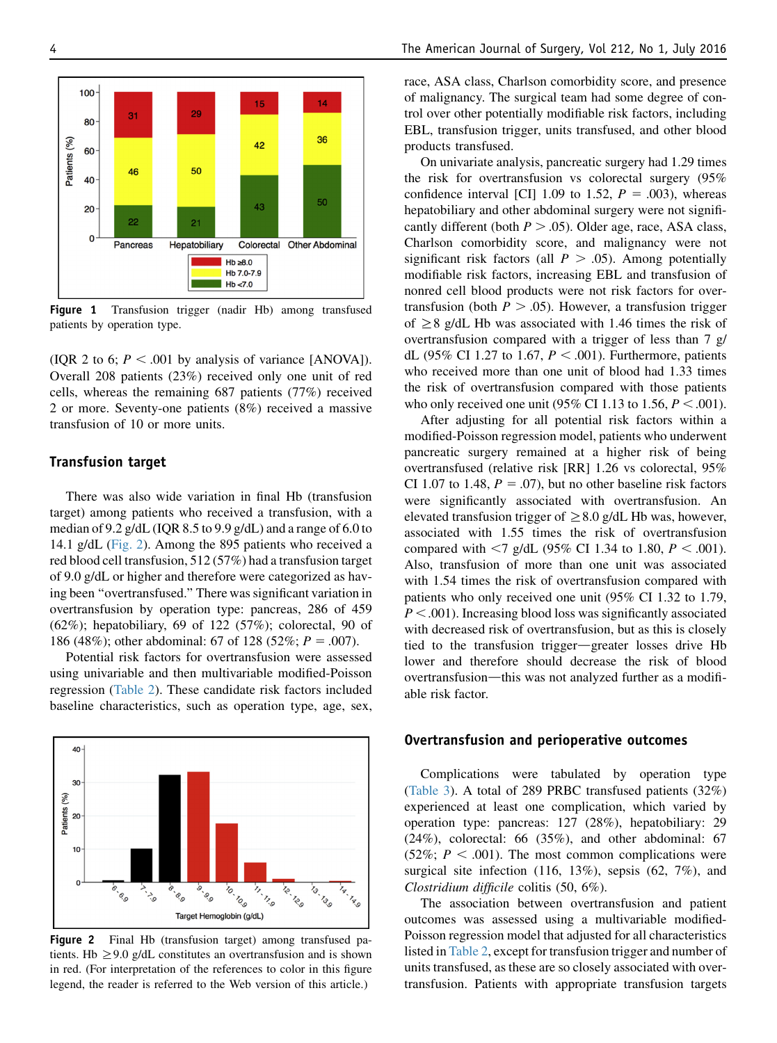Figure 1 Transfusion trigger (nadir Hb) among transfused patients by operation type.

(IQR 2 to 6; $P < .001$ by analysis of variance [ANOVA]). Overall 208 patients (23%) received only one unit of red cells, whereas the remaining 687 patients (77%) received 2 or more. Seventy-one patients (8%) received a massive transfusion of 10 or more units.

## Transfusion target

There was also wide variation in final Hb (transfusion target) among patients who received a transfusion, with a median of 9.2 g/dL (IQR 8.5 to 9.9 g/dL) and a range of 6.0 to 14.1 g/dL (Fig. 2). Among the 895 patients who received a red blood cell transfusion, 512 (57%) had a transfusion target of 9.0 g/dL or higher and therefore were categorized as having been "overtransfused." There was significant variation in overtransfusion by operation type: pancreas, 286 of 459 (62%); hepatobiliary, 69 of 122 (57%); colorectal, 90 of 186 (48%); other abdominal: 67 of 128 (52%; $P = .007$).

Potential risk factors for overtransfusion were assessed using univariable and then multivariable modified-Poisson regression (Table 2). These candidate risk factors included baseline characteristics, such as operation type, age, sex, race, ASA class, Charlson comorbidity score, and presence of malignancy. The surgical team had some degree of control over other potentially modifiable risk factors, including EBL, transfusion trigger, units transfused, and other blood products transfused.

On univariate analysis, pancreatic surgery had 1.29 times the risk for overtransfusion vs colorectal surgery (95% confidence interval [CI] 1.09 to 1.52, $P = .003$), whereas hepatobiliary and other abdominal surgery were not significantly different (both $P > .05$). Older age, race, ASA class, Charlson comorbidity score, and malignancy were not significant risk factors (all $P > .05$). Among potentially modifiable risk factors, increasing EBL and transfusion of nonred cell blood products were not risk factors for overtransfusion (both $P > .05$). However, a transfusion trigger of $\geq$8 g/dL Hb was associated with 1.46 times the risk of overtransfusion compared with a trigger of less than 7 g/dL (95% CI 1.27 to 1.67, $P < .001$). Furthermore, patients who received more than one unit of blood had 1.33 times the risk of overtransfusion compared with those patients who only received one unit (95% CI 1.13 to 1.56, $P < .001$).

After adjusting for all potential risk factors within a modified-Poisson regression model, patients who underwent pancreatic surgery remained at a higher risk of being overtransfused (relative risk [RR] 1.26 vs colorectal, 95% CI 1.07 to 1.48, $P = .07$), but no other baseline risk factors were significantly associated with overtransfusion. An elevated transfusion trigger of $\geq$8.0 g/dL Hb was, however, associated with 1.55 times the risk of overtransfusion compared with <7 g/dL (95% CI 1.34 to 1.80, $P < .001$). Also, transfusion of more than one unit was associated with 1.54 times the risk of overtransfusion compared with patients who only received one unit (95% CI 1.32 to 1.79, $P < .001$). Increasing blood loss was significantly associated with decreased risk of overtransfusion, but as this is closely tied to the transfusion trigger—greater losses drive Hb lower and therefore should decrease the risk of blood overtransfusion—this was not analyzed further as a modifiable risk factor.

Figure 2 Final Hb (transfusion target) among transfused patients. Hb $\geq$9.0 g/dL constitutes an overtransfusion and is shown in red. (For interpretation of the references to color in this figure legend, the reader is referred to the Web version of this article.)

## Overtransfusion and perioperative outcomes

Complications were tabulated by operation type (Table 3). A total of 289 PRBC transfused patients (32%) experienced at least one complication, which varied by operation type: pancreas: 127 (28%), hepatobiliary: 29 (24%), colorectal: 66 (35%), and other abdominal: 67 (52%; $P < .001$). The most common complications were surgical site infection (116, 13%), sepsis (62, 7%), and *Clostridium difficile* colitis (50, 6%).

The association between overtransfusion and patient outcomes was assessed using a multivariable modified-Poisson regression model that adjusted for all characteristics listed in Table 2, except for transfusion trigger and number of units transfused, as these are so closely associated with overtransfusion. Patients with appropriate transfusion targets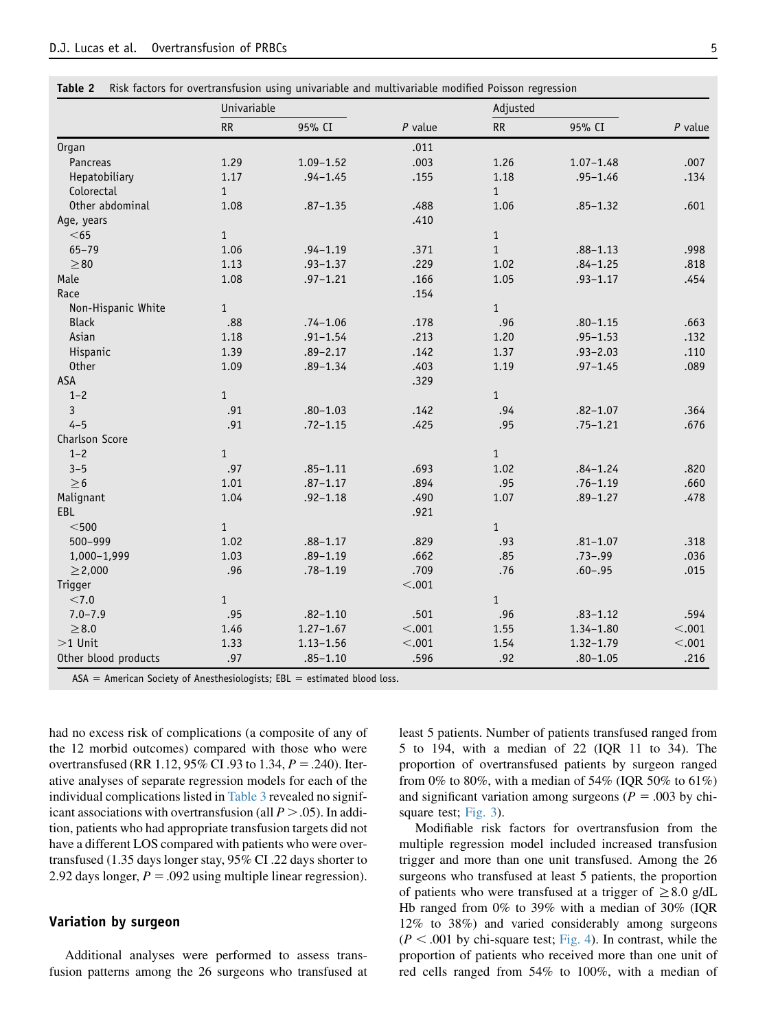**Table 2** Risk factors for overtransfusion using univariable and multivariable modified Poisson regression

| | Univariable | | | Adjusted | | |
|---|---|---|---|---|---|---|
| | RR | 95% CI | *P* value | RR | 95% CI | *P* value |
| Organ | | | .011 | | | |
| Pancreas | 1.29 | 1.09–1.52 | .003 | 1.26 | 1.07–1.48 | .007 |
| Hepatobiliary | 1.17 | .94–1.45 | .155 | 1.18 | .95–1.46 | .134 |
| Colorectal | 1 | | | 1 | | |
| Other abdominal | 1.08 | .87–1.35 | .488 | 1.06 | .85–1.32 | .601 |
| Age, years | | | .410 | | | |
| <65 | 1 | | | 1 | | |
| 65–79 | 1.06 | .94–1.19 | .371 | 1 | .88–1.13 | .998 |
| ≥80 | 1.13 | .93–1.37 | .229 | 1.02 | .84–1.25 | .818 |
| Male | 1.08 | .97–1.21 | .166 | 1.05 | .93–1.17 | .454 |
| Race | | | .154 | | | |
| Non-Hispanic White | 1 | | | 1 | | |
| Black | .88 | .74–1.06 | .178 | .96 | .80–1.15 | .663 |
| Asian | 1.18 | .91–1.54 | .213 | 1.20 | .95–1.53 | .132 |
| Hispanic | 1.39 | .89–2.17 | .142 | 1.37 | .93–2.03 | .110 |
| Other | 1.09 | .89–1.34 | .403 | 1.19 | .97–1.45 | .089 |
| ASA | | | .329 | | | |
| 1–2 | 1 | | | 1 | | |
| 3 | .91 | .80–1.03 | .142 | .94 | .82–1.07 | .364 |
| 4–5 | .91 | .72–1.15 | .425 | .95 | .75–1.21 | .676 |
| Charlson Score | | | | | | |
| 1–2 | 1 | | | 1 | | |
| 3–5 | .97 | .85–1.11 | .693 | 1.02 | .84–1.24 | .820 |
| ≥6 | 1.01 | .87–1.17 | .894 | .95 | .76–1.19 | .660 |
| Malignant | 1.04 | .92–1.18 | .490 | 1.07 | .89–1.27 | .478 |
| EBL | | | .921 | | | |
| <500 | 1 | | | 1 | | |
| 500–999 | 1.02 | .88–1.17 | .829 | .93 | .81–1.07 | .318 |
| 1,000–1,999 | 1.03 | .89–1.19 | .662 | .85 | .73–.99 | .036 |
| ≥2,000 | .96 | .78–1.19 | .709 | .76 | .60–.95 | .015 |
| Trigger | | | <.001 | | | |
| <7.0 | 1 | | | 1 | | |
| 7.0–7.9 | .95 | .82–1.10 | .501 | .96 | .83–1.12 | .594 |
| ≥8.0 | 1.46 | 1.27–1.67 | <.001 | 1.55 | 1.34–1.80 | <.001 |
| >1 Unit | 1.33 | 1.13–1.56 | <.001 | 1.54 | 1.32–1.79 | <.001 |
| Other blood products | .97 | .85–1.10 | .596 | .92 | .80–1.05 | .216 |

ASA = American Society of Anesthesiologists; EBL = estimated blood loss.

had no excess risk of complications (a composite of any of the 12 morbid outcomes) compared with those who were overtransfused (RR 1.12, 95% CI .93 to 1.34, $P = .240$). Iterative analyses of separate regression models for each of the individual complications listed in Table 3 revealed no significant associations with overtransfusion (all $P > .05$). In addition, patients who had appropriate transfusion targets did not have a different LOS compared with patients who were overtransfused (1.35 days longer stay, 95% CI .22 days shorter to 2.92 days longer, $P = .092$ using multiple linear regression).

## Variation by surgeon

Additional analyses were performed to assess transfusion patterns among the 26 surgeons who transfused at least 5 patients. Number of patients transfused ranged from 5 to 194, with a median of 22 (IQR 11 to 34). The proportion of overtransfused patients by surgeon ranged from 0% to 80%, with a median of 54% (IQR 50% to 61%) and significant variation among surgeons ($P = .003$ by chi-square test; Fig. 3).

Modifiable risk factors for overtransfusion from the multiple regression model included increased transfusion trigger and more than one unit transfused. Among the 26 surgeons who transfused at least 5 patients, the proportion of patients who were transfused at a trigger of ≥8.0 g/dL Hb ranged from 0% to 39% with a median of 30% (IQR 12% to 38%) and varied considerably among surgeons ($P < .001$ by chi-square test; Fig. 4). In contrast, while the proportion of patients who received more than one unit of red cells ranged from 54% to 100%, with a median of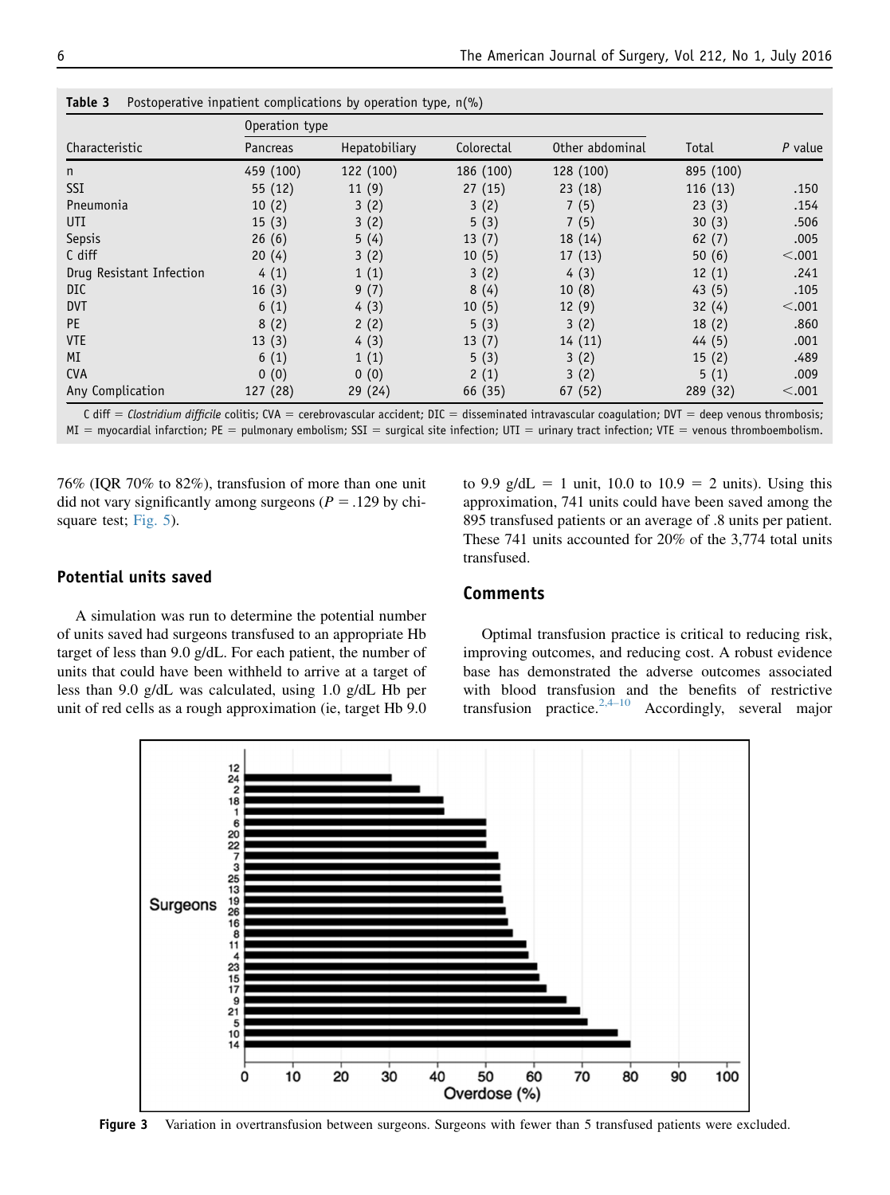**Table 3** Postoperative inpatient complications by operation type, n(%)

| Characteristic | Operation type | | | | Total | P value |
|---|---|---|---|---|---|---|
| | Pancreas | Hepatobiliary | Colorectal | Other abdominal | | |
| n | 459 (100) | 122 (100) | 186 (100) | 128 (100) | 895 (100) | |
| SSI | 55 (12) | 11 (9) | 27 (15) | 23 (18) | 116 (13) | .150 |
| Pneumonia | 10 (2) | 3 (2) | 3 (2) | 7 (5) | 23 (3) | .154 |
| UTI | 15 (3) | 3 (2) | 5 (3) | 7 (5) | 30 (3) | .506 |
| Sepsis | 26 (6) | 5 (4) | 13 (7) | 18 (14) | 62 (7) | .005 |
| C diff | 20 (4) | 3 (2) | 10 (5) | 17 (13) | 50 (6) | <.001 |
| Drug Resistant Infection | 4 (1) | 1 (1) | 3 (2) | 4 (3) | 12 (1) | .241 |
| DIC | 16 (3) | 9 (7) | 8 (4) | 10 (8) | 43 (5) | .105 |
| DVT | 6 (1) | 4 (3) | 10 (5) | 12 (9) | 32 (4) | <.001 |
| PE | 8 (2) | 2 (2) | 5 (3) | 3 (2) | 18 (2) | .860 |
| VTE | 13 (3) | 4 (3) | 13 (7) | 14 (11) | 44 (5) | .001 |
| MI | 6 (1) | 1 (1) | 5 (3) | 3 (2) | 15 (2) | .489 |
| CVA | 0 (0) | 0 (0) | 2 (1) | 3 (2) | 5 (1) | .009 |
| Any Complication | 127 (28) | 29 (24) | 66 (35) | 67 (52) | 289 (32) | <.001 |

C diff = *Clostridium difficile* colitis; CVA = cerebrovascular accident; DIC = disseminated intravascular coagulation; DVT = deep venous thrombosis; MI = myocardial infarction; PE = pulmonary embolism; SSI = surgical site infection; UTI = urinary tract infection; VTE = venous thromboembolism.

76% (IQR 70% to 82%), transfusion of more than one unit did not vary significantly among surgeons ($P = .129$ by chi-square test; Fig. 5).

## Potential units saved

A simulation was run to determine the potential number of units saved had surgeons transfused to an appropriate Hb target of less than 9.0 g/dL. For each patient, the number of units that could have been withheld to arrive at a target of less than 9.0 g/dL was calculated, using 1.0 g/dL Hb per unit of red cells as a rough approximation (ie, target Hb 9.0 to 9.9 g/dL = 1 unit, 10.0 to 10.9 = 2 units). Using this approximation, 741 units could have been saved among the 895 transfused patients or an average of .8 units per patient. These 741 units accounted for 20% of the 3,774 total units transfused.

## Comments

Optimal transfusion practice is critical to reducing risk, improving outcomes, and reducing cost. A robust evidence base has demonstrated the adverse outcomes associated with blood transfusion and the benefits of restrictive transfusion practice.[2,4–10] Accordingly, several major

**Figure 3** Variation in overtransfusion between surgeons. Surgeons with fewer than 5 transfused patients were excluded.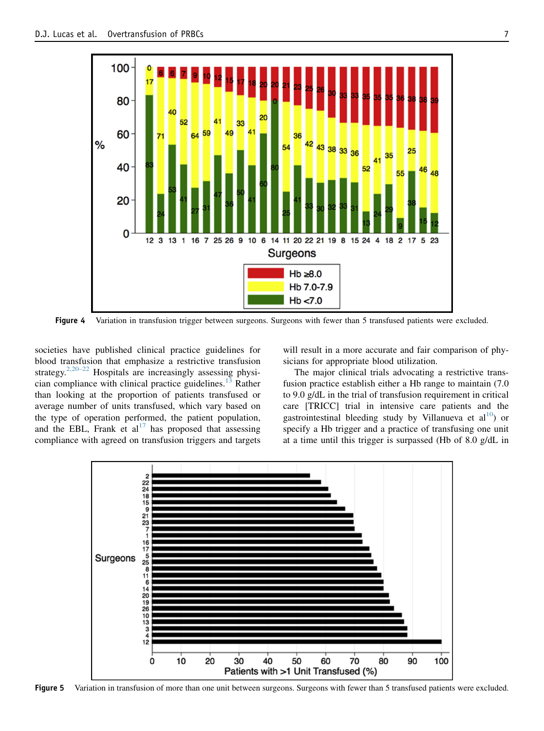Figure 4 Variation in transfusion trigger between surgeons. Surgeons with fewer than 5 transfused patients were excluded.

societies have published clinical practice guidelines for blood transfusion that emphasize a restrictive transfusion strategy.[2,20–22] Hospitals are increasingly assessing physician compliance with clinical practice guidelines.[13] Rather than looking at the proportion of patients transfused or average number of units transfused, which vary based on the type of operation performed, the patient population, and the EBL, Frank et al[17] has proposed that assessing compliance with agreed on transfusion triggers and targets will result in a more accurate and fair comparison of physicians for appropriate blood utilization.

The major clinical trials advocating a restrictive transfusion practice establish either a Hb range to maintain (7.0 to 9.0 g/dL in the trial of transfusion requirement in critical care [TRICC] trial in intensive care patients and the gastrointestinal bleeding study by Villanueva et al[10]) or specify a Hb trigger and a practice of transfusing one unit at a time until this trigger is surpassed (Hb of 8.0 g/dL in

Figure 5 Variation in transfusion of more than one unit between surgeons. Surgeons with fewer than 5 transfused patients were excluded.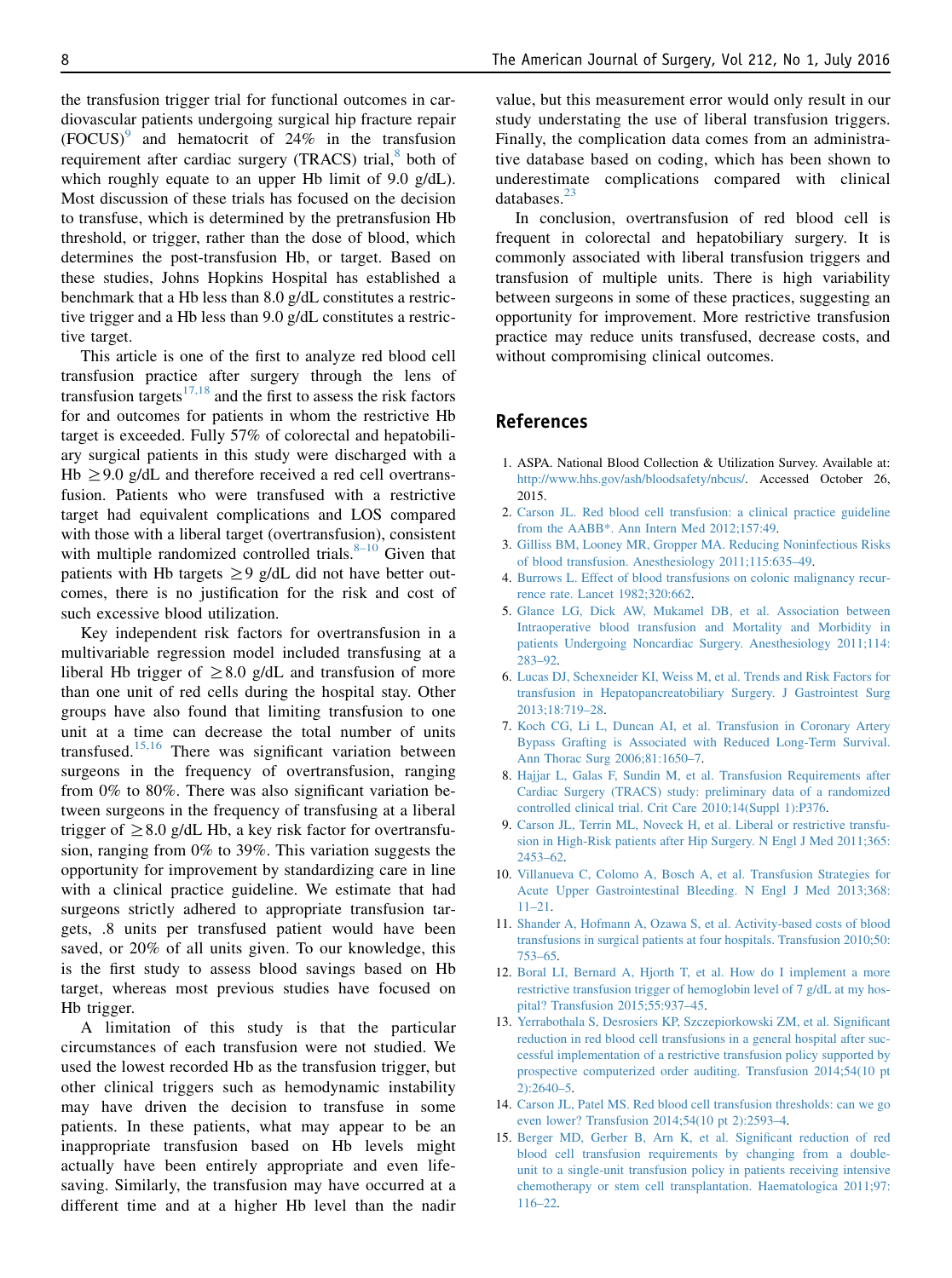the transfusion trigger trial for functional outcomes in cardiovascular patients undergoing surgical hip fracture repair (FOCUS)[9] and hematocrit of 24% in the transfusion requirement after cardiac surgery (TRACS) trial,[8] both of which roughly equate to an upper Hb limit of 9.0 g/dL). Most discussion of these trials has focused on the decision to transfuse, which is determined by the pretransfusion Hb threshold, or trigger, rather than the dose of blood, which determines the post-transfusion Hb, or target. Based on these studies, Johns Hopkins Hospital has established a benchmark that a Hb less than 8.0 g/dL constitutes a restrictive trigger and a Hb less than 9.0 g/dL constitutes a restrictive target.

This article is one of the first to analyze red blood cell transfusion practice after surgery through the lens of transfusion targets[17,18] and the first to assess the risk factors for and outcomes for patients in whom the restrictive Hb target is exceeded. Fully 57% of colorectal and hepatobiliary surgical patients in this study were discharged with a Hb $\geq$9.0 g/dL and therefore received a red cell overtransfusion. Patients who were transfused with a restrictive target had equivalent complications and LOS compared with those with a liberal target (overtransfusion), consistent with multiple randomized controlled trials.[8–10] Given that patients with Hb targets $\geq$9 g/dL did not have better outcomes, there is no justification for the risk and cost of such excessive blood utilization.

Key independent risk factors for overtransfusion in a multivariable regression model included transfusing at a liberal Hb trigger of $\geq$8.0 g/dL and transfusion of more than one unit of red cells during the hospital stay. Other groups have also found that limiting transfusion to one unit at a time can decrease the total number of units transfused.[15,16] There was significant variation between surgeons in the frequency of overtransfusion, ranging from 0% to 80%. There was also significant variation between surgeons in the frequency of transfusing at a liberal trigger of $\geq$8.0 g/dL Hb, a key risk factor for overtransfusion, ranging from 0% to 39%. This variation suggests the opportunity for improvement by standardizing care in line with a clinical practice guideline. We estimate that had surgeons strictly adhered to appropriate transfusion targets, .8 units per transfused patient would have been saved, or 20% of all units given. To our knowledge, this is the first study to assess blood savings based on Hb target, whereas most previous studies have focused on Hb trigger.

A limitation of this study is that the particular circumstances of each transfusion were not studied. We used the lowest recorded Hb as the transfusion trigger, but other clinical triggers such as hemodynamic instability may have driven the decision to transfuse in some patients. In these patients, what may appear to be an inappropriate transfusion based on Hb levels might actually have been entirely appropriate and even life-saving. Similarly, the transfusion may have occurred at a different time and at a higher Hb level than the nadir value, but this measurement error would only result in our study understating the use of liberal transfusion triggers. Finally, the complication data comes from an administrative database based on coding, which has been shown to underestimate complications compared with clinical databases.[23]

In conclusion, overtransfusion of red blood cell is frequent in colorectal and hepatobiliary surgery. It is commonly associated with liberal transfusion triggers and transfusion of multiple units. There is high variability between surgeons in some of these practices, suggesting an opportunity for improvement. More restrictive transfusion practice may reduce units transfused, decrease costs, and without compromising clinical outcomes.

## References

1. ASPA. National Blood Collection & Utilization Survey. Available at: http://www.hhs.gov/ash/bloodsafety/nbcus/. Accessed October 26, 2015.
2. Carson JL. Red blood cell transfusion: a clinical practice guideline from the AABB*. Ann Intern Med 2012;157:49.
3. Gilliss BM, Looney MR, Gropper MA. Reducing Noninfectious Risks of blood transfusion. Anesthesiology 2011;115:635–49.
4. Burrows L. Effect of blood transfusions on colonic malignancy recurrence rate. Lancet 1982;320:662.
5. Glance LG, Dick AW, Mukamel DB, et al. Association between Intraoperative blood transfusion and Mortality and Morbidity in patients Undergoing Noncardiac Surgery. Anesthesiology 2011;114:283–92.
6. Lucas DJ, Schexneider KI, Weiss M, et al. Trends and Risk Factors for transfusion in Hepatopancreatobiliary Surgery. J Gastrointest Surg 2013;18:719–28.
7. Koch CG, Li L, Duncan AI, et al. Transfusion in Coronary Artery Bypass Grafting is Associated with Reduced Long-Term Survival. Ann Thorac Surg 2006;81:1650–7.
8. Hajjar L, Galas F, Sundin M, et al. Transfusion Requirements after Cardiac Surgery (TRACS) study: preliminary data of a randomized controlled clinical trial. Crit Care 2010;14(Suppl 1):P376.
9. Carson JL, Terrin ML, Noveck H, et al. Liberal or restrictive transfusion in High-Risk patients after Hip Surgery. N Engl J Med 2011;365:2453–62.
10. Villanueva C, Colomo A, Bosch A, et al. Transfusion Strategies for Acute Upper Gastrointestinal Bleeding. N Engl J Med 2013;368:11–21.
11. Shander A, Hofmann A, Ozawa S, et al. Activity-based costs of blood transfusions in surgical patients at four hospitals. Transfusion 2010;50:753–65.
12. Boral LI, Bernard A, Hjorth T, et al. How do I implement a more restrictive transfusion trigger of hemoglobin level of 7 g/dL at my hospital? Transfusion 2015;55:937–45.
13. Yerrabothala S, Desrosiers KP, Szczepiorkowski ZM, et al. Significant reduction in red blood cell transfusions in a general hospital after successful implementation of a restrictive transfusion policy supported by prospective computerized order auditing. Transfusion 2014;54(10 pt 2):2640–5.
14. Carson JL, Patel MS. Red blood cell transfusion thresholds: can we go even lower? Transfusion 2014;54(10 pt 2):2593–4.
15. Berger MD, Gerber B, Arn K, et al. Significant reduction of red blood cell transfusion requirements by changing from a double-unit to a single-unit transfusion policy in patients receiving intensive chemotherapy or stem cell transplantation. Haematologica 2011;97:116–22.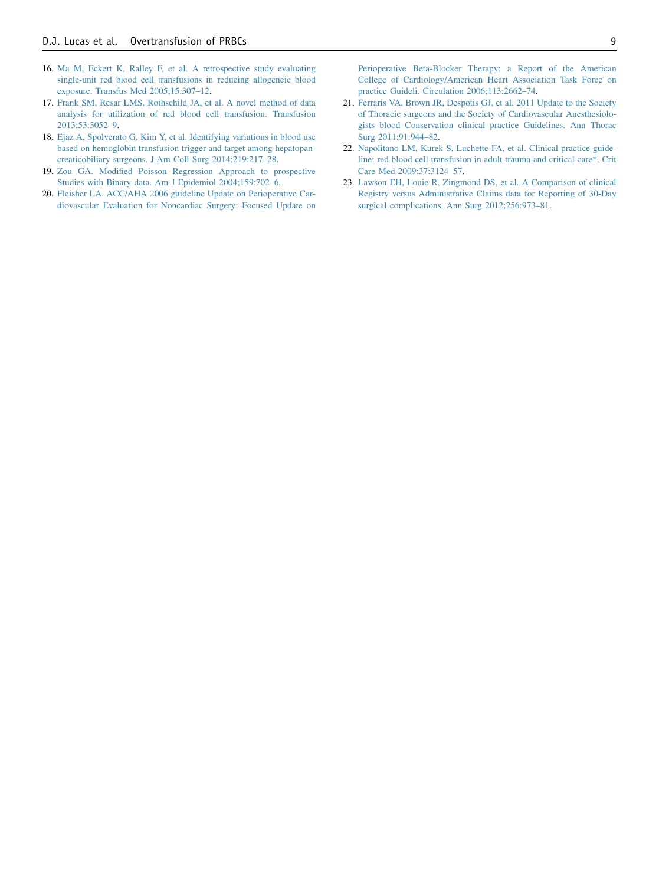16. Ma M, Eckert K, Ralley F, et al. A retrospective study evaluating single-unit red blood cell transfusions in reducing allogeneic blood exposure. Transfus Med 2005;15:307–12.
17. Frank SM, Resar LMS, Rothschild JA, et al. A novel method of data analysis for utilization of red blood cell transfusion. Transfusion 2013;53:3052–9.
18. Ejaz A, Spolverato G, Kim Y, et al. Identifying variations in blood use based on hemoglobin transfusion trigger and target among hepatopancreaticobiliary surgeons. J Am Coll Surg 2014;219:217–28.
19. Zou GA. Modified Poisson Regression Approach to prospective Studies with Binary data. Am J Epidemiol 2004;159:702–6.
20. Fleisher LA. ACC/AHA 2006 guideline Update on Perioperative Cardiovascular Evaluation for Noncardiac Surgery: Focused Update on Perioperative Beta-Blocker Therapy: a Report of the American College of Cardiology/American Heart Association Task Force on practice Guideli. Circulation 2006;113:2662–74.
21. Ferraris VA, Brown JR, Despotis GJ, et al. 2011 Update to the Society of Thoracic surgeons and the Society of Cardiovascular Anesthesiologists blood Conservation clinical practice Guidelines. Ann Thorac Surg 2011;91:944–82.
22. Napolitano LM, Kurek S, Luchette FA, et al. Clinical practice guideline: red blood cell transfusion in adult trauma and critical care*. Crit Care Med 2009;37:3124–57.
23. Lawson EH, Louie R, Zingmond DS, et al. A Comparison of clinical Registry versus Administrative Claims data for Reporting of 30-Day surgical complications. Ann Surg 2012;256:973–81.